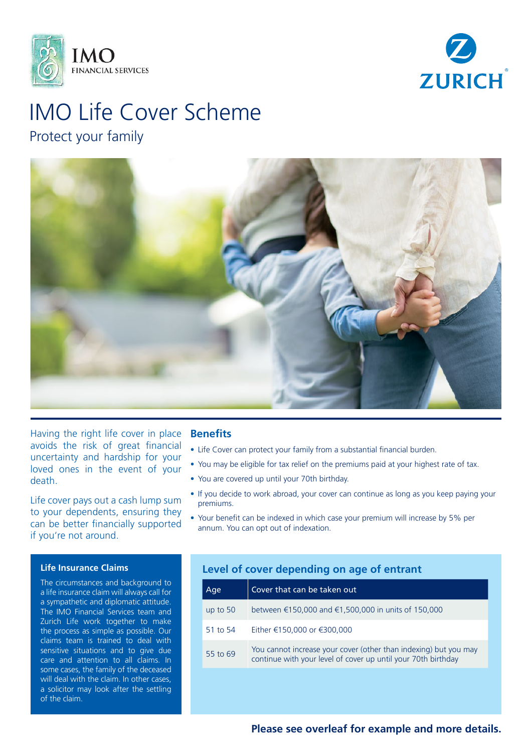# IMO Life Cover Scheme

## Protect your family

Having the right life cover in place avoids the risk of great financial uncertainty and hardship for your loved ones in the event of your death.

Life cover pays out a cash lump sum to your dependents, ensuring they can be better financially supported if you're not around.

### Benefits

- Life Cover can protect your family from a substantial financial burden.
- You may be eligible for tax relief on the premiums paid at your highest rate of tax.
- You are covered up until your 70th birthday.
- If you decide to work abroad, your cover can continue as long as you keep paying your premiums.
- Your benefit can be indexed in which case your premium will increase by 5% per annum. You can opt out of indexation.

### Life Insurance Claims

The circumstances and background to a life insurance claim will always call for a sympathetic and diplomatic attitude. The IMO Financial Services team and Zurich Life work together to make the process as simple as possible. Our claims team is trained to deal with sensitive situations and to give due care and attention to all claims. In some cases, the family of the deceased will deal with the claim. In other cases, a solicitor may look after the settling of the claim.

### Level of cover depending on age of entrant

| Age | Cover that can be taken out |
|---|---|
| up to 50 | between €150,000 and €1,500,000 in units of 150,000 |
| 51 to 54 | Either €150,000 or €300,000 |
| 55 to 69 | You cannot increase your cover (other than indexing) but you may continue with your level of cover up until your 70th birthday |

**Please see overleaf for example and more details.**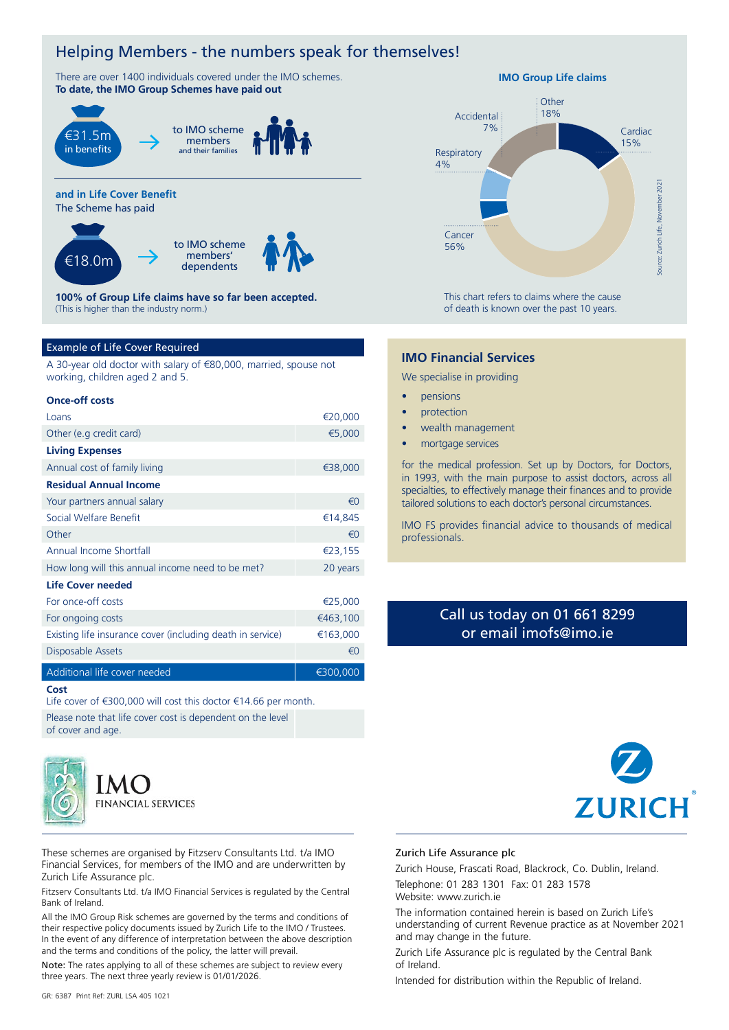## Helping Members - the numbers speak for themselves!

There are over 1400 individuals covered under the IMO schemes.
**To date, the IMO Group Schemes have paid out**

€31.5m in benefits → to IMO scheme members and their families

**and in Life Cover Benefit**
The Scheme has paid

€18.0m → to IMO scheme members' dependents

**100% of Group Life claims have so far been accepted.**
(This is higher than the industry norm.)

### IMO Group Life claims

Other 18%
Cardiac 15%
Accidental 7%
Respiratory 4%
Cancer 56%

Source: Zurich Life, November 2021

This chart refers to claims where the cause of death is known over the past 10 years.

### Example of Life Cover Required

A 30-year old doctor with salary of €80,000, married, spouse not working, children aged 2 and 5.

| | |
|---|---|
| **Once-off costs** | |
| Loans | €20,000 |
| Other (e.g credit card) | €5,000 |
| **Living Expenses** | |
| Annual cost of family living | €38,000 |
| **Residual Annual Income** | |
| Your partners annual salary | €0 |
| Social Welfare Benefit | €14,845 |
| Other | €0 |
| Annual Income Shortfall | €23,155 |
| How long will this annual income need to be met? | 20 years |
| **Life Cover needed** | |
| For once-off costs | €25,000 |
| For ongoing costs | €463,100 |
| Existing life insurance cover (including death in service) | €163,000 |
| Disposable Assets | €0 |
| Additional life cover needed | €300,000 |

**Cost**
Life cover of €300,000 will cost this doctor €14.66 per month.

Please note that life cover cost is dependent on the level of cover and age.

### IMO Financial Services

We specialise in providing

- pensions
- protection
- wealth management
- mortgage services

for the medical profession. Set up by Doctors, for Doctors, in 1993, with the main purpose to assist doctors, across all specialties, to effectively manage their finances and to provide tailored solutions to each doctor's personal circumstances.

IMO FS provides financial advice to thousands of medical professionals.

**Call us today on 01 661 8299 or email imofs@imo.ie**

IMO FINANCIAL SERVICES

ZURICH

These schemes are organised by Fitzserv Consultants Ltd. t/a IMO Financial Services, for members of the IMO and are underwritten by Zurich Life Assurance plc.

Fitzserv Consultants Ltd. t/a IMO Financial Services is regulated by the Central Bank of Ireland.

All the IMO Group Risk schemes are governed by the terms and conditions of their respective policy documents issued by Zurich Life to the IMO / Trustees. In the event of any difference of interpretation between the above description and the terms and conditions of the policy, the latter will prevail.

Note: The rates applying to all of these schemes are subject to review every three years. The next three yearly review is 01/01/2026.

GR: 6387 Print Ref: ZURL LSA 405 1021

Zurich Life Assurance plc

Zurich House, Frascati Road, Blackrock, Co. Dublin, Ireland.

Telephone: 01 283 1301 Fax: 01 283 1578
Website: www.zurich.ie

The information contained herein is based on Zurich Life's understanding of current Revenue practice as at November 2021 and may change in the future.

Zurich Life Assurance plc is regulated by the Central Bank of Ireland.

Intended for distribution within the Republic of Ireland.